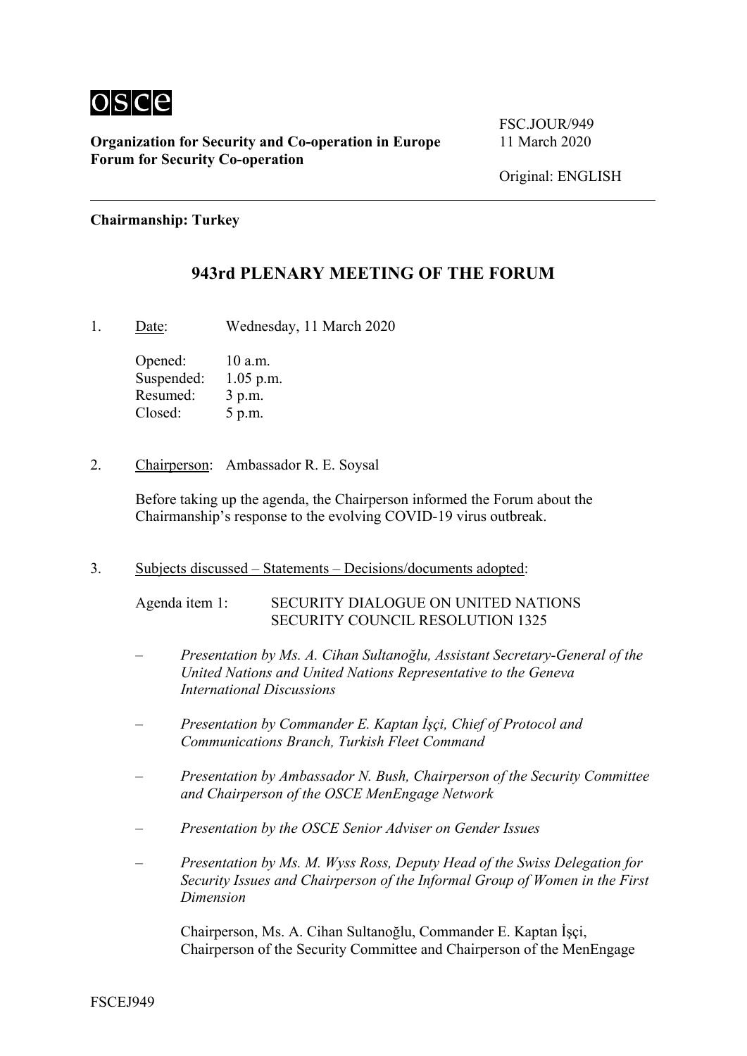osce

**Organization for Security and Co-operation in Europe**
**Forum for Security Co-operation**

FSC.JOUR/949
11 March 2020

Original: ENGLISH

**Chairmanship: Turkey**

## 943rd PLENARY MEETING OF THE FORUM

1. Date: Wednesday, 11 March 2020

   Opened: 10 a.m.
   Suspended: 1.05 p.m.
   Resumed: 3 p.m.
   Closed: 5 p.m.

2. Chairperson: Ambassador R. E. Soysal

   Before taking up the agenda, the Chairperson informed the Forum about the Chairmanship's response to the evolving COVID-19 virus outbreak.

3. Subjects discussed – Statements – Decisions/documents adopted:

   Agenda item 1: SECURITY DIALOGUE ON UNITED NATIONS SECURITY COUNCIL RESOLUTION 1325

   – *Presentation by Ms. A. Cihan Sultanoğlu, Assistant Secretary-General of the United Nations and United Nations Representative to the Geneva International Discussions*

   – *Presentation by Commander E. Kaptan İşçi, Chief of Protocol and Communications Branch, Turkish Fleet Command*

   – *Presentation by Ambassador N. Bush, Chairperson of the Security Committee and Chairperson of the OSCE MenEngage Network*

   – *Presentation by the OSCE Senior Adviser on Gender Issues*

   – *Presentation by Ms. M. Wyss Ross, Deputy Head of the Swiss Delegation for Security Issues and Chairperson of the Informal Group of Women in the First Dimension*

   Chairperson, Ms. A. Cihan Sultanoğlu, Commander E. Kaptan İşçi, Chairperson of the Security Committee and Chairperson of the MenEngage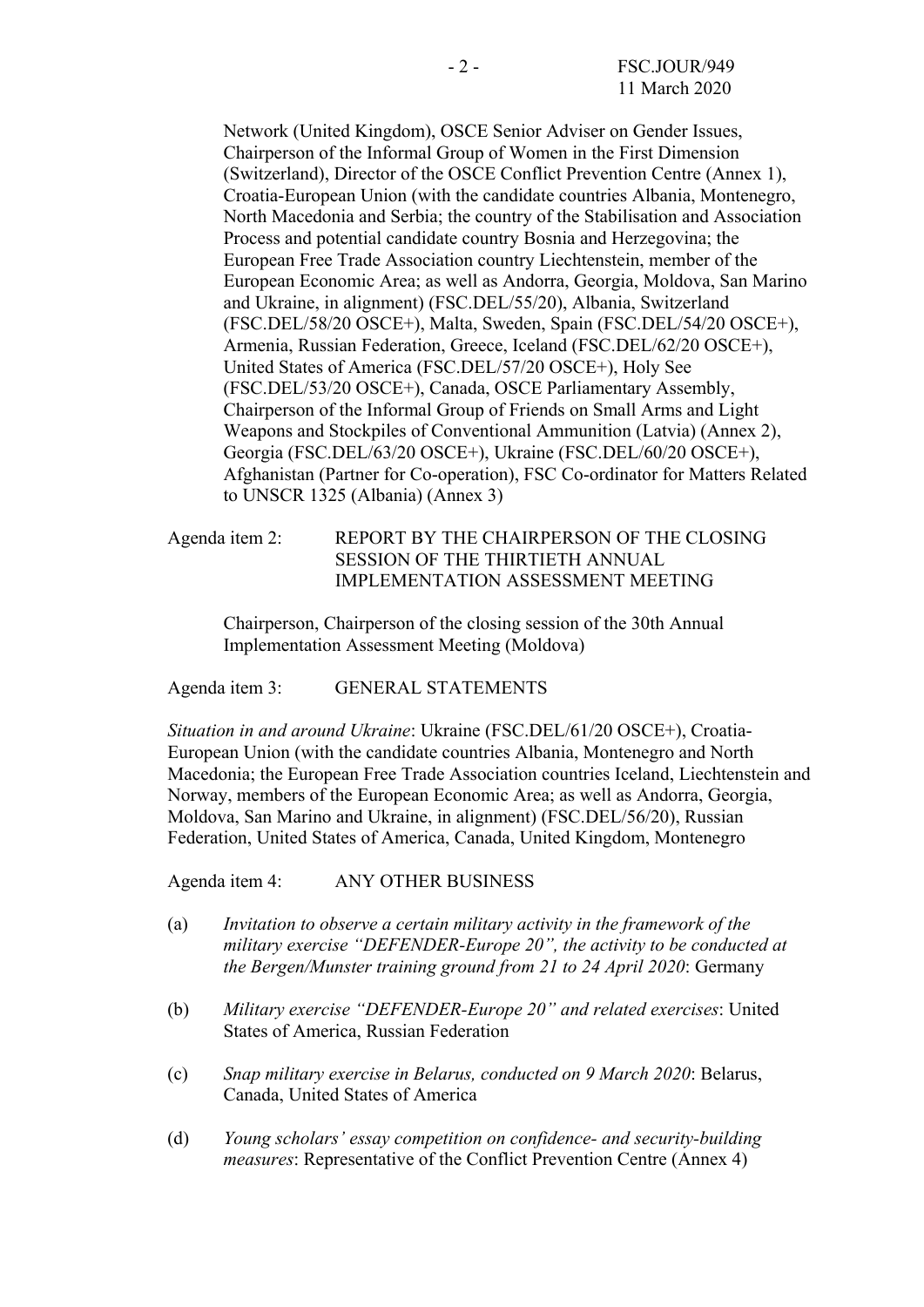Network (United Kingdom), OSCE Senior Adviser on Gender Issues, Chairperson of the Informal Group of Women in the First Dimension (Switzerland), Director of the OSCE Conflict Prevention Centre (Annex 1), Croatia-European Union (with the candidate countries Albania, Montenegro, North Macedonia and Serbia; the country of the Stabilisation and Association Process and potential candidate country Bosnia and Herzegovina; the European Free Trade Association country Liechtenstein, member of the European Economic Area; as well as Andorra, Georgia, Moldova, San Marino and Ukraine, in alignment) (FSC.DEL/55/20), Albania, Switzerland (FSC.DEL/58/20 OSCE+), Malta, Sweden, Spain (FSC.DEL/54/20 OSCE+), Armenia, Russian Federation, Greece, Iceland (FSC.DEL/62/20 OSCE+), United States of America (FSC.DEL/57/20 OSCE+), Holy See (FSC.DEL/53/20 OSCE+), Canada, OSCE Parliamentary Assembly, Chairperson of the Informal Group of Friends on Small Arms and Light Weapons and Stockpiles of Conventional Ammunition (Latvia) (Annex 2), Georgia (FSC.DEL/63/20 OSCE+), Ukraine (FSC.DEL/60/20 OSCE+), Afghanistan (Partner for Co-operation), FSC Co-ordinator for Matters Related to UNSCR 1325 (Albania) (Annex 3)

Agenda item 2: REPORT BY THE CHAIRPERSON OF THE CLOSING SESSION OF THE THIRTIETH ANNUAL IMPLEMENTATION ASSESSMENT MEETING

Chairperson, Chairperson of the closing session of the 30th Annual Implementation Assessment Meeting (Moldova)

Agenda item 3: GENERAL STATEMENTS

*Situation in and around Ukraine*: Ukraine (FSC.DEL/61/20 OSCE+), Croatia-European Union (with the candidate countries Albania, Montenegro and North Macedonia; the European Free Trade Association countries Iceland, Liechtenstein and Norway, members of the European Economic Area; as well as Andorra, Georgia, Moldova, San Marino and Ukraine, in alignment) (FSC.DEL/56/20), Russian Federation, United States of America, Canada, United Kingdom, Montenegro

Agenda item 4: ANY OTHER BUSINESS

(a) *Invitation to observe a certain military activity in the framework of the military exercise "DEFENDER-Europe 20", the activity to be conducted at the Bergen/Munster training ground from 21 to 24 April 2020*: Germany

(b) *Military exercise "DEFENDER-Europe 20" and related exercises*: United States of America, Russian Federation

(c) *Snap military exercise in Belarus, conducted on 9 March 2020*: Belarus, Canada, United States of America

(d) *Young scholars' essay competition on confidence- and security-building measures*: Representative of the Conflict Prevention Centre (Annex 4)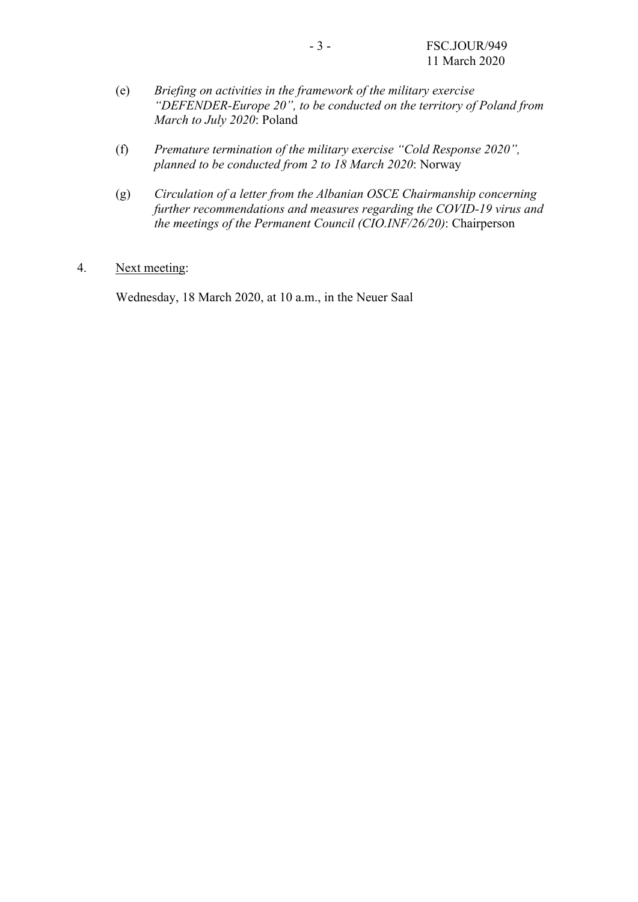(e) *Briefing on activities in the framework of the military exercise "DEFENDER-Europe 20", to be conducted on the territory of Poland from March to July 2020*: Poland

(f) *Premature termination of the military exercise "Cold Response 2020", planned to be conducted from 2 to 18 March 2020*: Norway

(g) *Circulation of a letter from the Albanian OSCE Chairmanship concerning further recommendations and measures regarding the COVID-19 virus and the meetings of the Permanent Council (CIO.INF/26/20)*: Chairperson

4. Next meeting:

Wednesday, 18 March 2020, at 10 a.m., in the Neuer Saal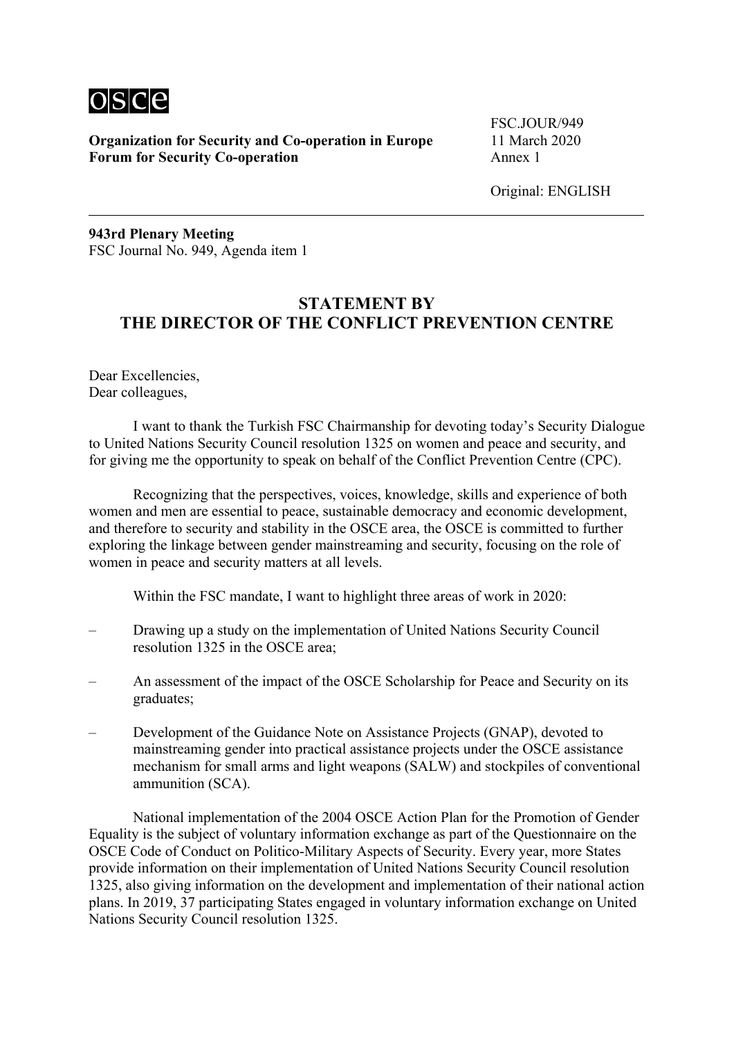osce

**Organization for Security and Co-operation in Europe**
**Forum for Security Co-operation**

FSC.JOUR/949
11 March 2020
Annex 1

Original: ENGLISH

---

**943rd Plenary Meeting**
FSC Journal No. 949, Agenda item 1

## STATEMENT BY THE DIRECTOR OF THE CONFLICT PREVENTION CENTRE

Dear Excellencies,
Dear colleagues,

I want to thank the Turkish FSC Chairmanship for devoting today's Security Dialogue to United Nations Security Council resolution 1325 on women and peace and security, and for giving me the opportunity to speak on behalf of the Conflict Prevention Centre (CPC).

Recognizing that the perspectives, voices, knowledge, skills and experience of both women and men are essential to peace, sustainable democracy and economic development, and therefore to security and stability in the OSCE area, the OSCE is committed to further exploring the linkage between gender mainstreaming and security, focusing on the role of women in peace and security matters at all levels.

Within the FSC mandate, I want to highlight three areas of work in 2020:

– Drawing up a study on the implementation of United Nations Security Council resolution 1325 in the OSCE area;

– An assessment of the impact of the OSCE Scholarship for Peace and Security on its graduates;

– Development of the Guidance Note on Assistance Projects (GNAP), devoted to mainstreaming gender into practical assistance projects under the OSCE assistance mechanism for small arms and light weapons (SALW) and stockpiles of conventional ammunition (SCA).

National implementation of the 2004 OSCE Action Plan for the Promotion of Gender Equality is the subject of voluntary information exchange as part of the Questionnaire on the OSCE Code of Conduct on Politico-Military Aspects of Security. Every year, more States provide information on their implementation of United Nations Security Council resolution 1325, also giving information on the development and implementation of their national action plans. In 2019, 37 participating States engaged in voluntary information exchange on United Nations Security Council resolution 1325.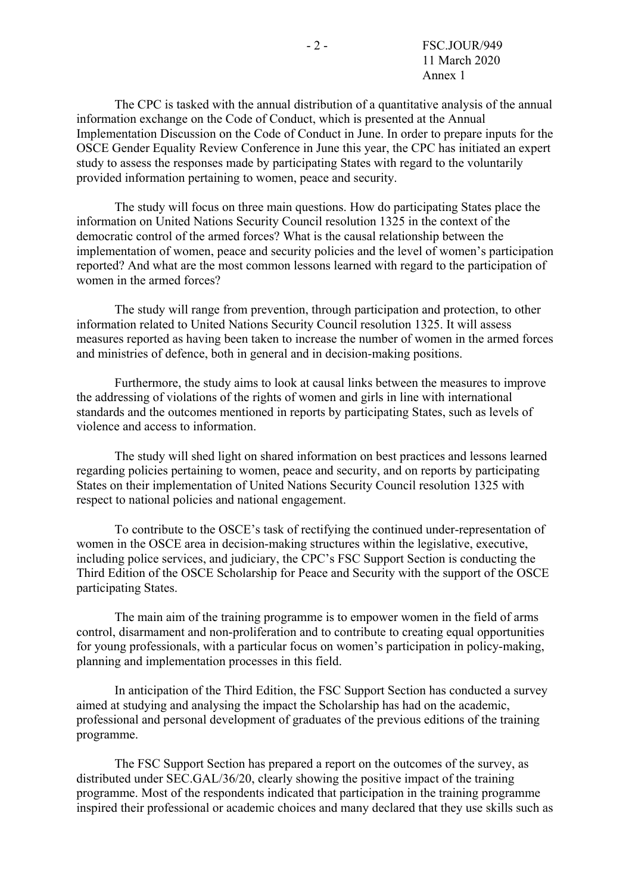The CPC is tasked with the annual distribution of a quantitative analysis of the annual information exchange on the Code of Conduct, which is presented at the Annual Implementation Discussion on the Code of Conduct in June. In order to prepare inputs for the OSCE Gender Equality Review Conference in June this year, the CPC has initiated an expert study to assess the responses made by participating States with regard to the voluntarily provided information pertaining to women, peace and security.

The study will focus on three main questions. How do participating States place the information on United Nations Security Council resolution 1325 in the context of the democratic control of the armed forces? What is the causal relationship between the implementation of women, peace and security policies and the level of women's participation reported? And what are the most common lessons learned with regard to the participation of women in the armed forces?

The study will range from prevention, through participation and protection, to other information related to United Nations Security Council resolution 1325. It will assess measures reported as having been taken to increase the number of women in the armed forces and ministries of defence, both in general and in decision-making positions.

Furthermore, the study aims to look at causal links between the measures to improve the addressing of violations of the rights of women and girls in line with international standards and the outcomes mentioned in reports by participating States, such as levels of violence and access to information.

The study will shed light on shared information on best practices and lessons learned regarding policies pertaining to women, peace and security, and on reports by participating States on their implementation of United Nations Security Council resolution 1325 with respect to national policies and national engagement.

To contribute to the OSCE's task of rectifying the continued under-representation of women in the OSCE area in decision-making structures within the legislative, executive, including police services, and judiciary, the CPC's FSC Support Section is conducting the Third Edition of the OSCE Scholarship for Peace and Security with the support of the OSCE participating States.

The main aim of the training programme is to empower women in the field of arms control, disarmament and non-proliferation and to contribute to creating equal opportunities for young professionals, with a particular focus on women's participation in policy-making, planning and implementation processes in this field.

In anticipation of the Third Edition, the FSC Support Section has conducted a survey aimed at studying and analysing the impact the Scholarship has had on the academic, professional and personal development of graduates of the previous editions of the training programme.

The FSC Support Section has prepared a report on the outcomes of the survey, as distributed under SEC.GAL/36/20, clearly showing the positive impact of the training programme. Most of the respondents indicated that participation in the training programme inspired their professional or academic choices and many declared that they use skills such as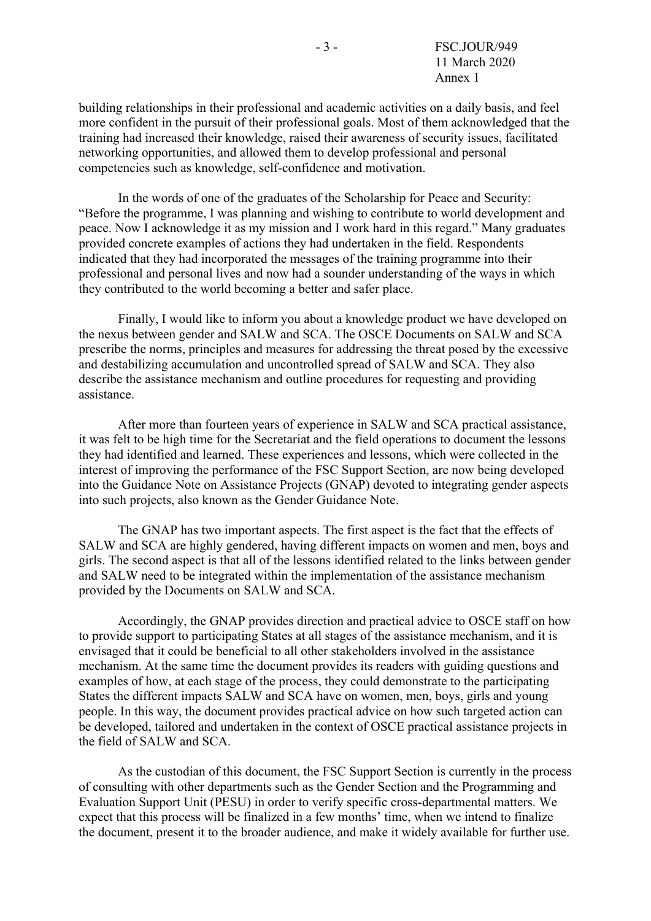building relationships in their professional and academic activities on a daily basis, and feel more confident in the pursuit of their professional goals. Most of them acknowledged that the training had increased their knowledge, raised their awareness of security issues, facilitated networking opportunities, and allowed them to develop professional and personal competencies such as knowledge, self-confidence and motivation.

In the words of one of the graduates of the Scholarship for Peace and Security: "Before the programme, I was planning and wishing to contribute to world development and peace. Now I acknowledge it as my mission and I work hard in this regard." Many graduates provided concrete examples of actions they had undertaken in the field. Respondents indicated that they had incorporated the messages of the training programme into their professional and personal lives and now had a sounder understanding of the ways in which they contributed to the world becoming a better and safer place.

Finally, I would like to inform you about a knowledge product we have developed on the nexus between gender and SALW and SCA. The OSCE Documents on SALW and SCA prescribe the norms, principles and measures for addressing the threat posed by the excessive and destabilizing accumulation and uncontrolled spread of SALW and SCA. They also describe the assistance mechanism and outline procedures for requesting and providing assistance.

After more than fourteen years of experience in SALW and SCA practical assistance, it was felt to be high time for the Secretariat and the field operations to document the lessons they had identified and learned. These experiences and lessons, which were collected in the interest of improving the performance of the FSC Support Section, are now being developed into the Guidance Note on Assistance Projects (GNAP) devoted to integrating gender aspects into such projects, also known as the Gender Guidance Note.

The GNAP has two important aspects. The first aspect is the fact that the effects of SALW and SCA are highly gendered, having different impacts on women and men, boys and girls. The second aspect is that all of the lessons identified related to the links between gender and SALW need to be integrated within the implementation of the assistance mechanism provided by the Documents on SALW and SCA.

Accordingly, the GNAP provides direction and practical advice to OSCE staff on how to provide support to participating States at all stages of the assistance mechanism, and it is envisaged that it could be beneficial to all other stakeholders involved in the assistance mechanism. At the same time the document provides its readers with guiding questions and examples of how, at each stage of the process, they could demonstrate to the participating States the different impacts SALW and SCA have on women, men, boys, girls and young people. In this way, the document provides practical advice on how such targeted action can be developed, tailored and undertaken in the context of OSCE practical assistance projects in the field of SALW and SCA.

As the custodian of this document, the FSC Support Section is currently in the process of consulting with other departments such as the Gender Section and the Programming and Evaluation Support Unit (PESU) in order to verify specific cross-departmental matters. We expect that this process will be finalized in a few months' time, when we intend to finalize the document, present it to the broader audience, and make it widely available for further use.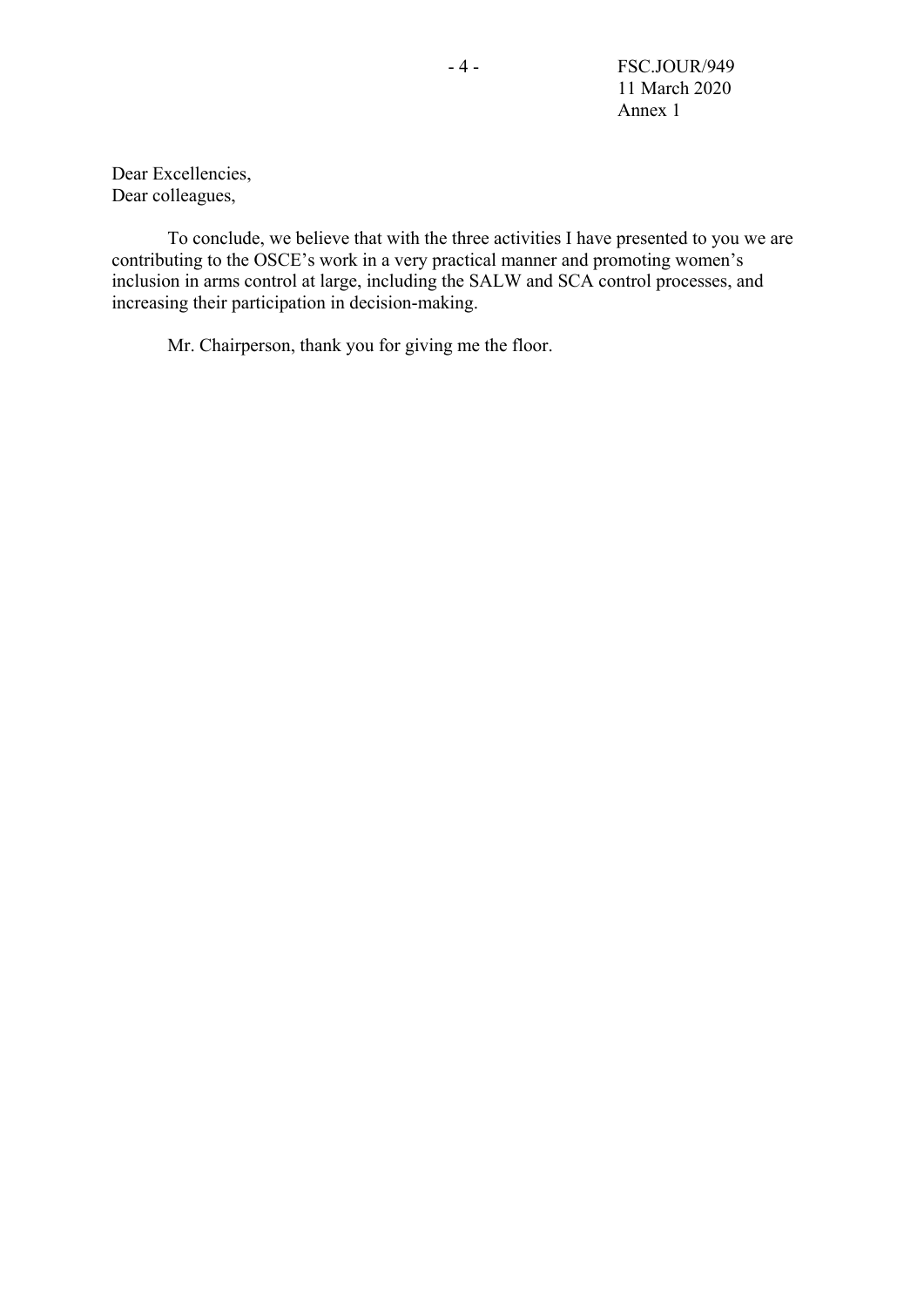Dear Excellencies,
Dear colleagues,

To conclude, we believe that with the three activities I have presented to you we are contributing to the OSCE's work in a very practical manner and promoting women's inclusion in arms control at large, including the SALW and SCA control processes, and increasing their participation in decision-making.

Mr. Chairperson, thank you for giving me the floor.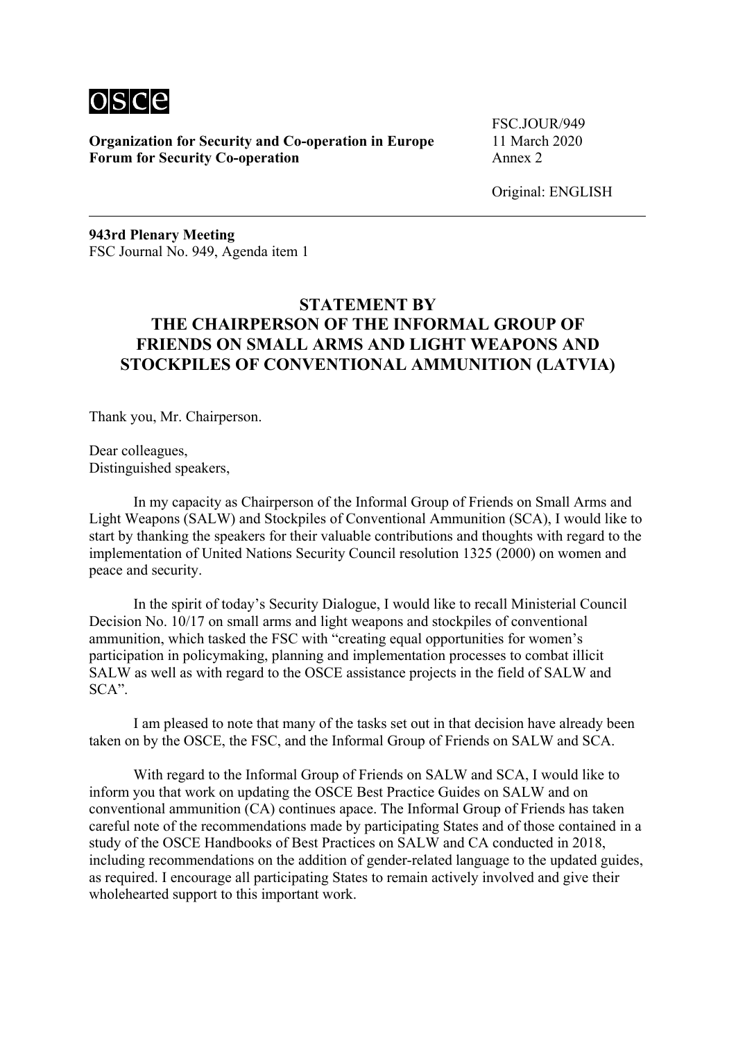**Organization for Security and Co-operation in Europe**
**Forum for Security Co-operation**

FSC.JOUR/949
11 March 2020
Annex 2

Original: ENGLISH

**943rd Plenary Meeting**
FSC Journal No. 949, Agenda item 1

## STATEMENT BY THE CHAIRPERSON OF THE INFORMAL GROUP OF FRIENDS ON SMALL ARMS AND LIGHT WEAPONS AND STOCKPILES OF CONVENTIONAL AMMUNITION (LATVIA)

Thank you, Mr. Chairperson.

Dear colleagues,
Distinguished speakers,

In my capacity as Chairperson of the Informal Group of Friends on Small Arms and Light Weapons (SALW) and Stockpiles of Conventional Ammunition (SCA), I would like to start by thanking the speakers for their valuable contributions and thoughts with regard to the implementation of United Nations Security Council resolution 1325 (2000) on women and peace and security.

In the spirit of today's Security Dialogue, I would like to recall Ministerial Council Decision No. 10/17 on small arms and light weapons and stockpiles of conventional ammunition, which tasked the FSC with "creating equal opportunities for women's participation in policymaking, planning and implementation processes to combat illicit SALW as well as with regard to the OSCE assistance projects in the field of SALW and SCA".

I am pleased to note that many of the tasks set out in that decision have already been taken on by the OSCE, the FSC, and the Informal Group of Friends on SALW and SCA.

With regard to the Informal Group of Friends on SALW and SCA, I would like to inform you that work on updating the OSCE Best Practice Guides on SALW and on conventional ammunition (CA) continues apace. The Informal Group of Friends has taken careful note of the recommendations made by participating States and of those contained in a study of the OSCE Handbooks of Best Practices on SALW and CA conducted in 2018, including recommendations on the addition of gender-related language to the updated guides, as required. I encourage all participating States to remain actively involved and give their wholehearted support to this important work.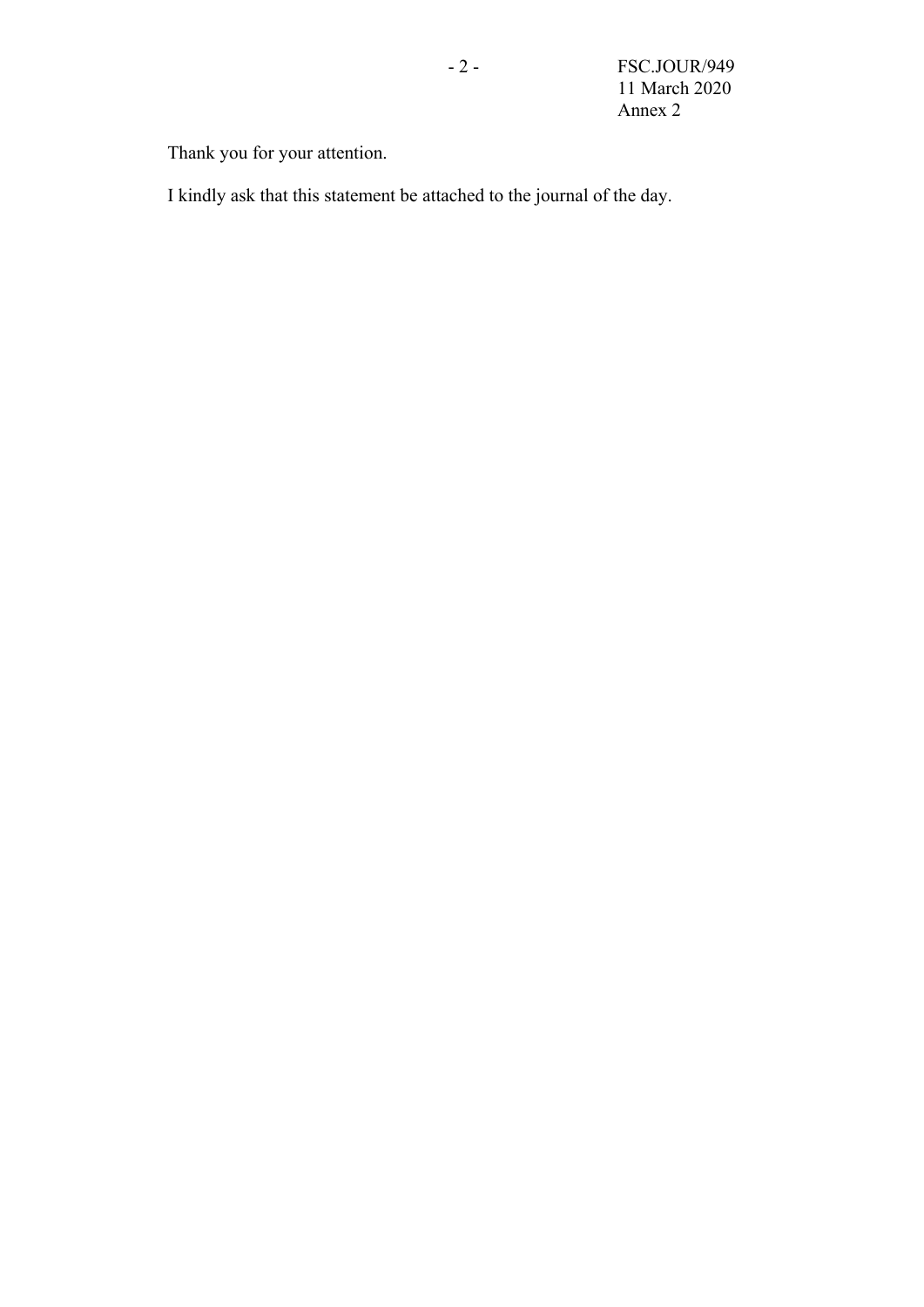Thank you for your attention.

I kindly ask that this statement be attached to the journal of the day.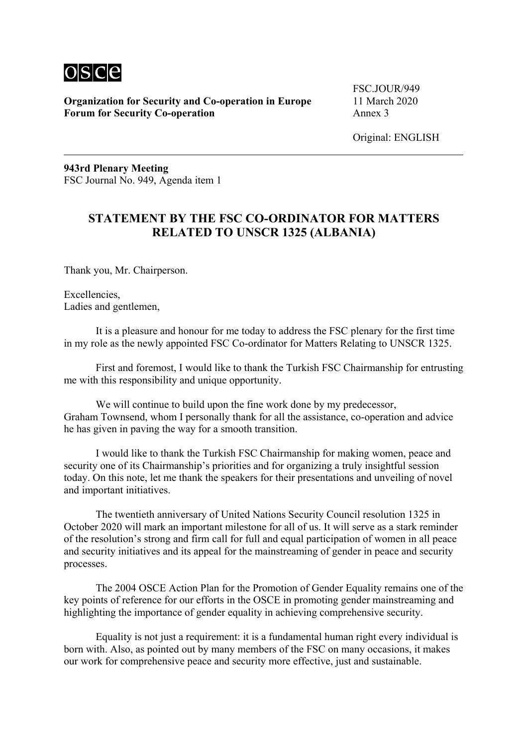**Organization for Security and Co-operation in Europe**
**Forum for Security Co-operation**

FSC.JOUR/949
11 March 2020
Annex 3

Original: ENGLISH

---

**943rd Plenary Meeting**
FSC Journal No. 949, Agenda item 1

## STATEMENT BY THE FSC CO-ORDINATOR FOR MATTERS RELATED TO UNSCR 1325 (ALBANIA)

Thank you, Mr. Chairperson.

Excellencies,
Ladies and gentlemen,

It is a pleasure and honour for me today to address the FSC plenary for the first time in my role as the newly appointed FSC Co-ordinator for Matters Relating to UNSCR 1325.

First and foremost, I would like to thank the Turkish FSC Chairmanship for entrusting me with this responsibility and unique opportunity.

We will continue to build upon the fine work done by my predecessor, Graham Townsend, whom I personally thank for all the assistance, co-operation and advice he has given in paving the way for a smooth transition.

I would like to thank the Turkish FSC Chairmanship for making women, peace and security one of its Chairmanship's priorities and for organizing a truly insightful session today. On this note, let me thank the speakers for their presentations and unveiling of novel and important initiatives.

The twentieth anniversary of United Nations Security Council resolution 1325 in October 2020 will mark an important milestone for all of us. It will serve as a stark reminder of the resolution's strong and firm call for full and equal participation of women in all peace and security initiatives and its appeal for the mainstreaming of gender in peace and security processes.

The 2004 OSCE Action Plan for the Promotion of Gender Equality remains one of the key points of reference for our efforts in the OSCE in promoting gender mainstreaming and highlighting the importance of gender equality in achieving comprehensive security.

Equality is not just a requirement: it is a fundamental human right every individual is born with. Also, as pointed out by many members of the FSC on many occasions, it makes our work for comprehensive peace and security more effective, just and sustainable.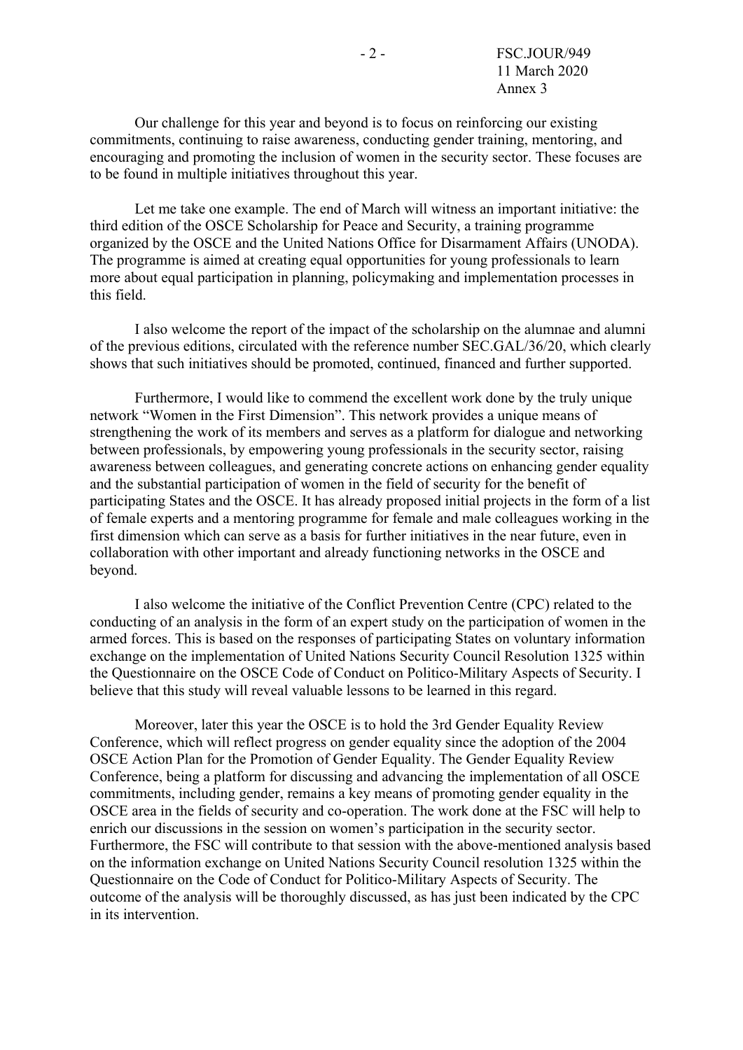Our challenge for this year and beyond is to focus on reinforcing our existing commitments, continuing to raise awareness, conducting gender training, mentoring, and encouraging and promoting the inclusion of women in the security sector. These focuses are to be found in multiple initiatives throughout this year.

Let me take one example. The end of March will witness an important initiative: the third edition of the OSCE Scholarship for Peace and Security, a training programme organized by the OSCE and the United Nations Office for Disarmament Affairs (UNODA). The programme is aimed at creating equal opportunities for young professionals to learn more about equal participation in planning, policymaking and implementation processes in this field.

I also welcome the report of the impact of the scholarship on the alumnae and alumni of the previous editions, circulated with the reference number SEC.GAL/36/20, which clearly shows that such initiatives should be promoted, continued, financed and further supported.

Furthermore, I would like to commend the excellent work done by the truly unique network "Women in the First Dimension". This network provides a unique means of strengthening the work of its members and serves as a platform for dialogue and networking between professionals, by empowering young professionals in the security sector, raising awareness between colleagues, and generating concrete actions on enhancing gender equality and the substantial participation of women in the field of security for the benefit of participating States and the OSCE. It has already proposed initial projects in the form of a list of female experts and a mentoring programme for female and male colleagues working in the first dimension which can serve as a basis for further initiatives in the near future, even in collaboration with other important and already functioning networks in the OSCE and beyond.

I also welcome the initiative of the Conflict Prevention Centre (CPC) related to the conducting of an analysis in the form of an expert study on the participation of women in the armed forces. This is based on the responses of participating States on voluntary information exchange on the implementation of United Nations Security Council Resolution 1325 within the Questionnaire on the OSCE Code of Conduct on Politico-Military Aspects of Security. I believe that this study will reveal valuable lessons to be learned in this regard.

Moreover, later this year the OSCE is to hold the 3rd Gender Equality Review Conference, which will reflect progress on gender equality since the adoption of the 2004 OSCE Action Plan for the Promotion of Gender Equality. The Gender Equality Review Conference, being a platform for discussing and advancing the implementation of all OSCE commitments, including gender, remains a key means of promoting gender equality in the OSCE area in the fields of security and co-operation. The work done at the FSC will help to enrich our discussions in the session on women's participation in the security sector. Furthermore, the FSC will contribute to that session with the above-mentioned analysis based on the information exchange on United Nations Security Council resolution 1325 within the Questionnaire on the Code of Conduct for Politico-Military Aspects of Security. The outcome of the analysis will be thoroughly discussed, as has just been indicated by the CPC in its intervention.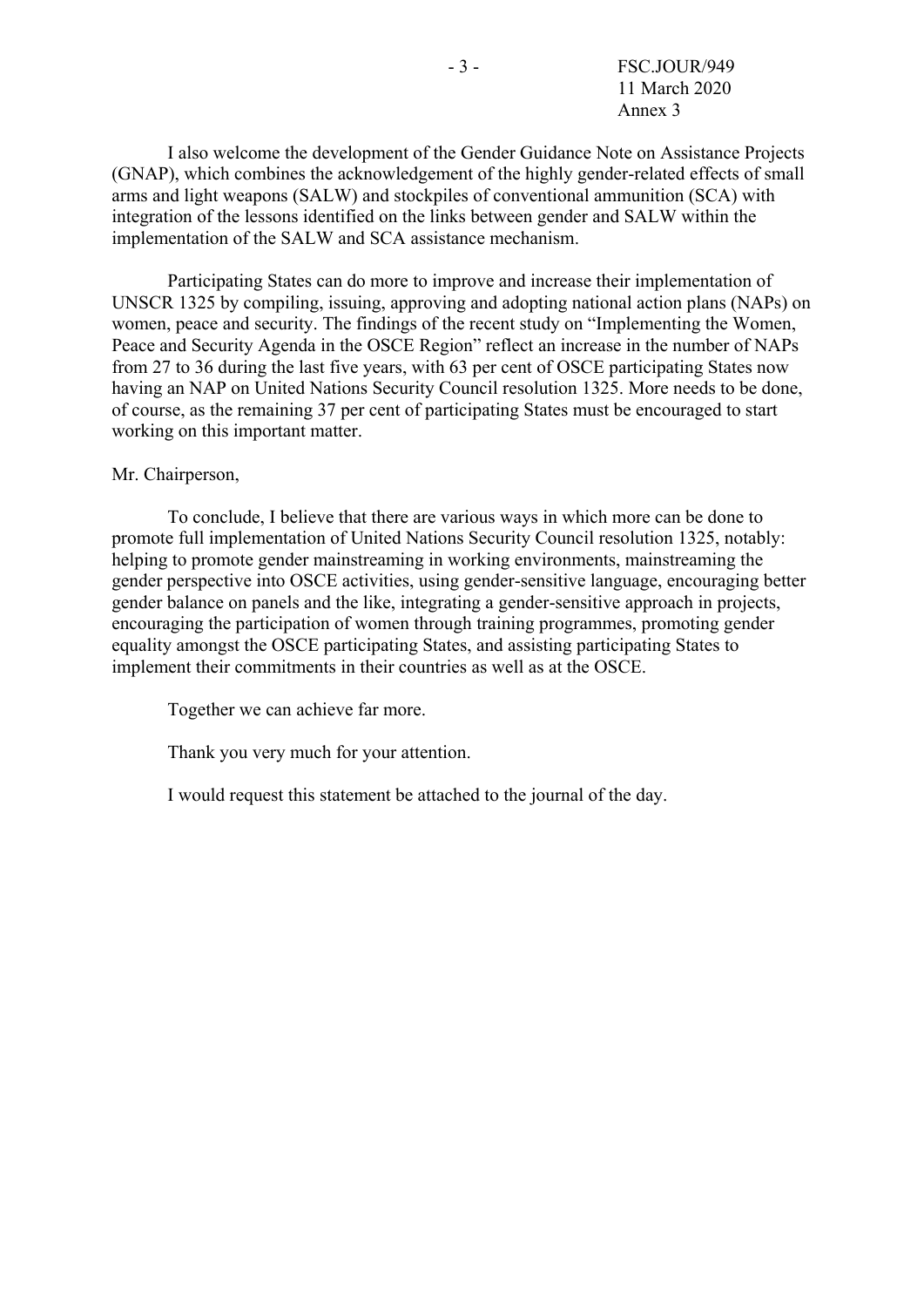I also welcome the development of the Gender Guidance Note on Assistance Projects (GNAP), which combines the acknowledgement of the highly gender-related effects of small arms and light weapons (SALW) and stockpiles of conventional ammunition (SCA) with integration of the lessons identified on the links between gender and SALW within the implementation of the SALW and SCA assistance mechanism.

Participating States can do more to improve and increase their implementation of UNSCR 1325 by compiling, issuing, approving and adopting national action plans (NAPs) on women, peace and security. The findings of the recent study on "Implementing the Women, Peace and Security Agenda in the OSCE Region" reflect an increase in the number of NAPs from 27 to 36 during the last five years, with 63 per cent of OSCE participating States now having an NAP on United Nations Security Council resolution 1325. More needs to be done, of course, as the remaining 37 per cent of participating States must be encouraged to start working on this important matter.

Mr. Chairperson,

To conclude, I believe that there are various ways in which more can be done to promote full implementation of United Nations Security Council resolution 1325, notably: helping to promote gender mainstreaming in working environments, mainstreaming the gender perspective into OSCE activities, using gender-sensitive language, encouraging better gender balance on panels and the like, integrating a gender-sensitive approach in projects, encouraging the participation of women through training programmes, promoting gender equality amongst the OSCE participating States, and assisting participating States to implement their commitments in their countries as well as at the OSCE.

Together we can achieve far more.

Thank you very much for your attention.

I would request this statement be attached to the journal of the day.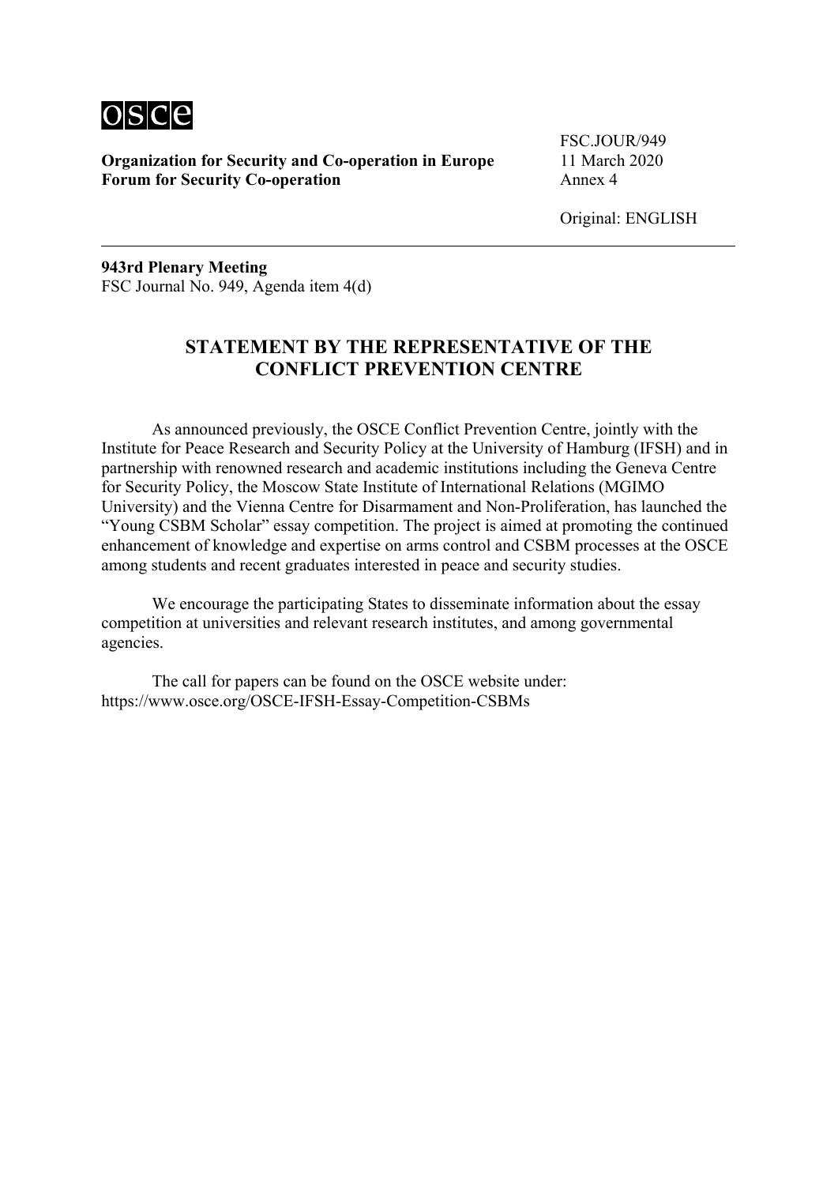osce

**Organization for Security and Co-operation in Europe**
**Forum for Security Co-operation**

FSC.JOUR/949
11 March 2020
Annex 4

Original: ENGLISH

---

**943rd Plenary Meeting**
FSC Journal No. 949, Agenda item 4(d)

## STATEMENT BY THE REPRESENTATIVE OF THE CONFLICT PREVENTION CENTRE

As announced previously, the OSCE Conflict Prevention Centre, jointly with the Institute for Peace Research and Security Policy at the University of Hamburg (IFSH) and in partnership with renowned research and academic institutions including the Geneva Centre for Security Policy, the Moscow State Institute of International Relations (MGIMO University) and the Vienna Centre for Disarmament and Non-Proliferation, has launched the "Young CSBM Scholar" essay competition. The project is aimed at promoting the continued enhancement of knowledge and expertise on arms control and CSBM processes at the OSCE among students and recent graduates interested in peace and security studies.

We encourage the participating States to disseminate information about the essay competition at universities and relevant research institutes, and among governmental agencies.

The call for papers can be found on the OSCE website under:
https://www.osce.org/OSCE-IFSH-Essay-Competition-CSBMs